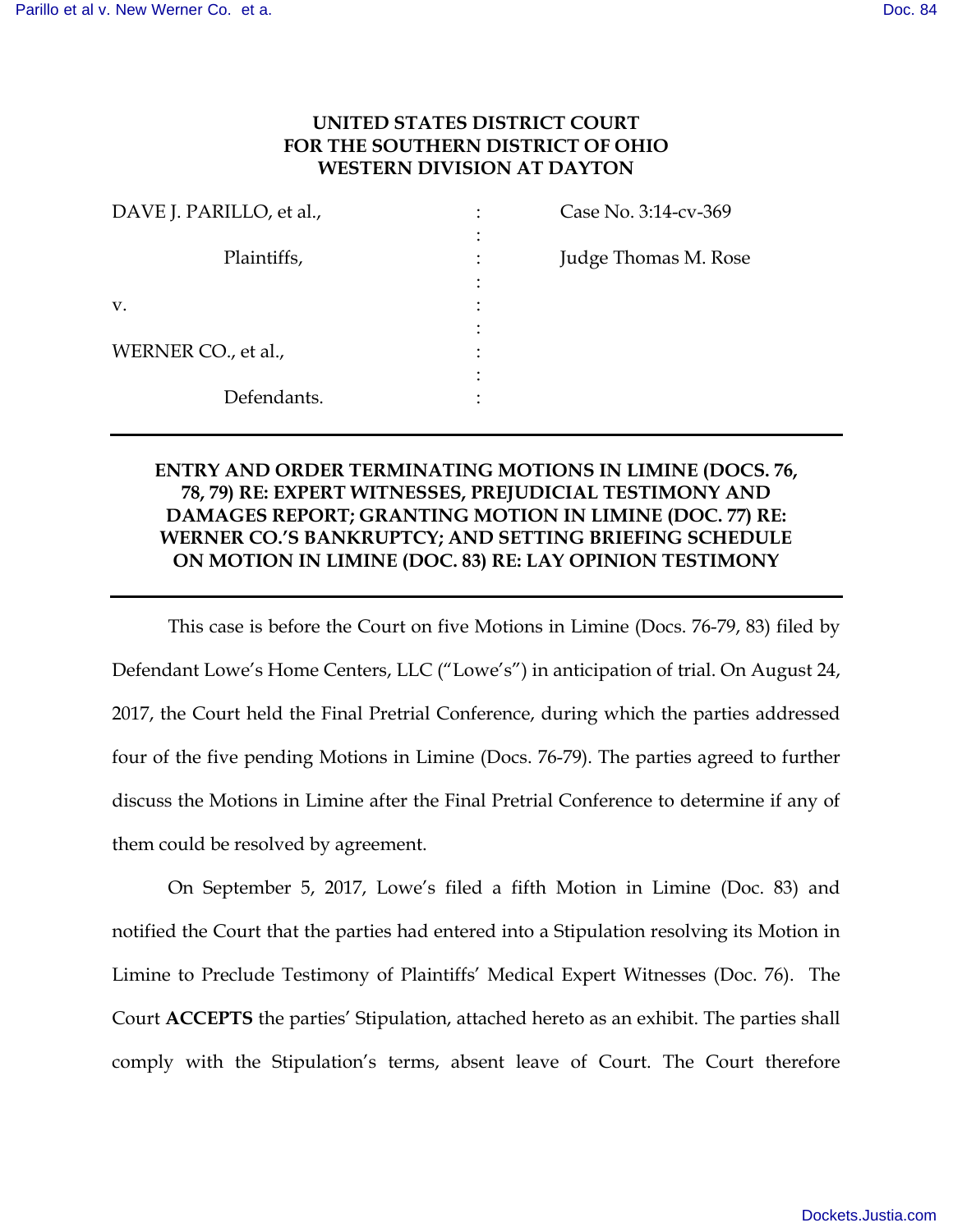**UNITED STATES DISTRICT COURT**
**FOR THE SOUTHERN DISTRICT OF OHIO**
**WESTERN DIVISION AT DAYTON**

| | | |
|---|---|---|
| DAVE J. PARILLO, et al., | : | Case No. 3:14-cv-369 |
| | : | |
| Plaintiffs, | : | Judge Thomas M. Rose |
| | : | |
| v. | : | |
| | : | |
| WERNER CO., et al., | : | |
| | : | |
| Defendants. | : | |

---

**ENTRY AND ORDER TERMINATING MOTIONS IN LIMINE (DOCS. 76, 78, 79) RE: EXPERT WITNESSES, PREJUDICIAL TESTIMONY AND DAMAGES REPORT; GRANTING MOTION IN LIMINE (DOC. 77) RE: WERNER CO.'S BANKRUPTCY; AND SETTING BRIEFING SCHEDULE ON MOTION IN LIMINE (DOC. 83) RE: LAY OPINION TESTIMONY**

---

This case is before the Court on five Motions in Limine (Docs. 76-79, 83) filed by Defendant Lowe's Home Centers, LLC ("Lowe's") in anticipation of trial. On August 24, 2017, the Court held the Final Pretrial Conference, during which the parties addressed four of the five pending Motions in Limine (Docs. 76-79). The parties agreed to further discuss the Motions in Limine after the Final Pretrial Conference to determine if any of them could be resolved by agreement.

On September 5, 2017, Lowe's filed a fifth Motion in Limine (Doc. 83) and notified the Court that the parties had entered into a Stipulation resolving its Motion in Limine to Preclude Testimony of Plaintiffs' Medical Expert Witnesses (Doc. 76). The Court **ACCEPTS** the parties' Stipulation, attached hereto as an exhibit. The parties shall comply with the Stipulation's terms, absent leave of Court. The Court therefore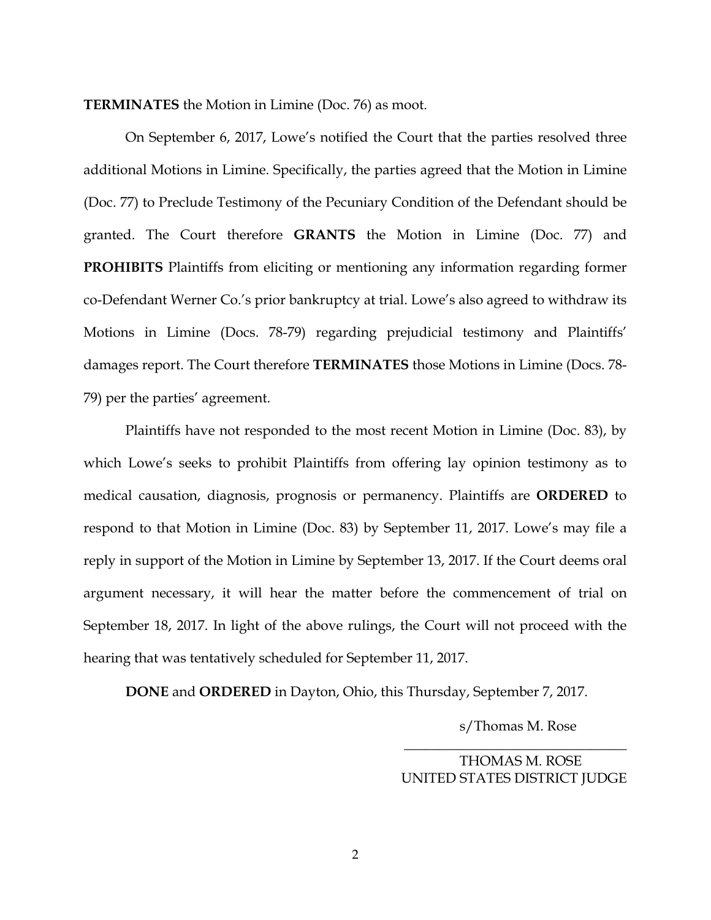**TERMINATES** the Motion in Limine (Doc. 76) as moot.

On September 6, 2017, Lowe's notified the Court that the parties resolved three additional Motions in Limine. Specifically, the parties agreed that the Motion in Limine (Doc. 77) to Preclude Testimony of the Pecuniary Condition of the Defendant should be granted. The Court therefore **GRANTS** the Motion in Limine (Doc. 77) and **PROHIBITS** Plaintiffs from eliciting or mentioning any information regarding former co-Defendant Werner Co.'s prior bankruptcy at trial. Lowe's also agreed to withdraw its Motions in Limine (Docs. 78-79) regarding prejudicial testimony and Plaintiffs' damages report. The Court therefore **TERMINATES** those Motions in Limine (Docs. 78-79) per the parties' agreement.

Plaintiffs have not responded to the most recent Motion in Limine (Doc. 83), by which Lowe's seeks to prohibit Plaintiffs from offering lay opinion testimony as to medical causation, diagnosis, prognosis or permanency. Plaintiffs are **ORDERED** to respond to that Motion in Limine (Doc. 83) by September 11, 2017. Lowe's may file a reply in support of the Motion in Limine by September 13, 2017. If the Court deems oral argument necessary, it will hear the matter before the commencement of trial on September 18, 2017. In light of the above rulings, the Court will not proceed with the hearing that was tentatively scheduled for September 11, 2017.

**DONE** and **ORDERED** in Dayton, Ohio, this Thursday, September 7, 2017.

s/Thomas M. Rose

THOMAS M. ROSE
UNITED STATES DISTRICT JUDGE